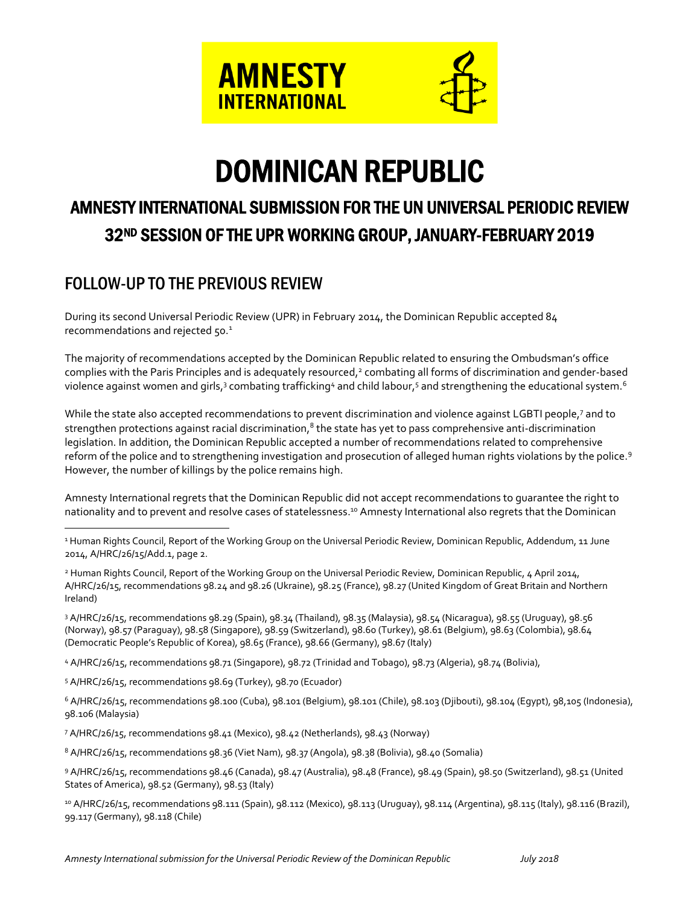AMNESTY INTERNATIONAL

# DOMINICAN REPUBLIC

## AMNESTY INTERNATIONAL SUBMISSION FOR THE UN UNIVERSAL PERIODIC REVIEW 32ND SESSION OF THE UPR WORKING GROUP, JANUARY-FEBRUARY 2019

## FOLLOW-UP TO THE PREVIOUS REVIEW

During its second Universal Periodic Review (UPR) in February 2014, the Dominican Republic accepted 84 recommendations and rejected 50.[1]

The majority of recommendations accepted by the Dominican Republic related to ensuring the Ombudsman's office complies with the Paris Principles and is adequately resourced,[2] combating all forms of discrimination and gender-based violence against women and girls,[3] combating trafficking[4] and child labour,[5] and strengthening the educational system.[6]

While the state also accepted recommendations to prevent discrimination and violence against LGBTI people,[7] and to strengthen protections against racial discrimination,[8] the state has yet to pass comprehensive anti-discrimination legislation. In addition, the Dominican Republic accepted a number of recommendations related to comprehensive reform of the police and to strengthening investigation and prosecution of alleged human rights violations by the police.[9] However, the number of killings by the police remains high.

Amnesty International regrets that the Dominican Republic did not accept recommendations to guarantee the right to nationality and to prevent and resolve cases of statelessness.[10] Amnesty International also regrets that the Dominican

---

[1] Human Rights Council, Report of the Working Group on the Universal Periodic Review, Dominican Republic, Addendum, 11 June 2014, A/HRC/26/15/Add.1, page 2.

[2] Human Rights Council, Report of the Working Group on the Universal Periodic Review, Dominican Republic, 4 April 2014, A/HRC/26/15, recommendations 98.24 and 98.26 (Ukraine), 98.25 (France), 98.27 (United Kingdom of Great Britain and Northern Ireland)

[3] A/HRC/26/15, recommendations 98.29 (Spain), 98.34 (Thailand), 98.35 (Malaysia), 98.54 (Nicaragua), 98.55 (Uruguay), 98.56 (Norway), 98.57 (Paraguay), 98.58 (Singapore), 98.59 (Switzerland), 98.60 (Turkey), 98.61 (Belgium), 98.63 (Colombia), 98.64 (Democratic People's Republic of Korea), 98.65 (France), 98.66 (Germany), 98.67 (Italy)

[4] A/HRC/26/15, recommendations 98.71 (Singapore), 98.72 (Trinidad and Tobago), 98.73 (Algeria), 98.74 (Bolivia),

[5] A/HRC/26/15, recommendations 98.69 (Turkey), 98.70 (Ecuador)

[6] A/HRC/26/15, recommendations 98.100 (Cuba), 98.101 (Belgium), 98.101 (Chile), 98.103 (Djibouti), 98.104 (Egypt), 98,105 (Indonesia), 98.106 (Malaysia)

[7] A/HRC/26/15, recommendations 98.41 (Mexico), 98.42 (Netherlands), 98.43 (Norway)

[8] A/HRC/26/15, recommendations 98.36 (Viet Nam), 98.37 (Angola), 98.38 (Bolivia), 98.40 (Somalia)

[9] A/HRC/26/15, recommendations 98.46 (Canada), 98.47 (Australia), 98.48 (France), 98.49 (Spain), 98.50 (Switzerland), 98.51 (United States of America), 98.52 (Germany), 98.53 (Italy)

[10] A/HRC/26/15, recommendations 98.111 (Spain), 98.112 (Mexico), 98.113 (Uruguay), 98.114 (Argentina), 98.115 (Italy), 98.116 (Brazil), 99.117 (Germany), 98.118 (Chile)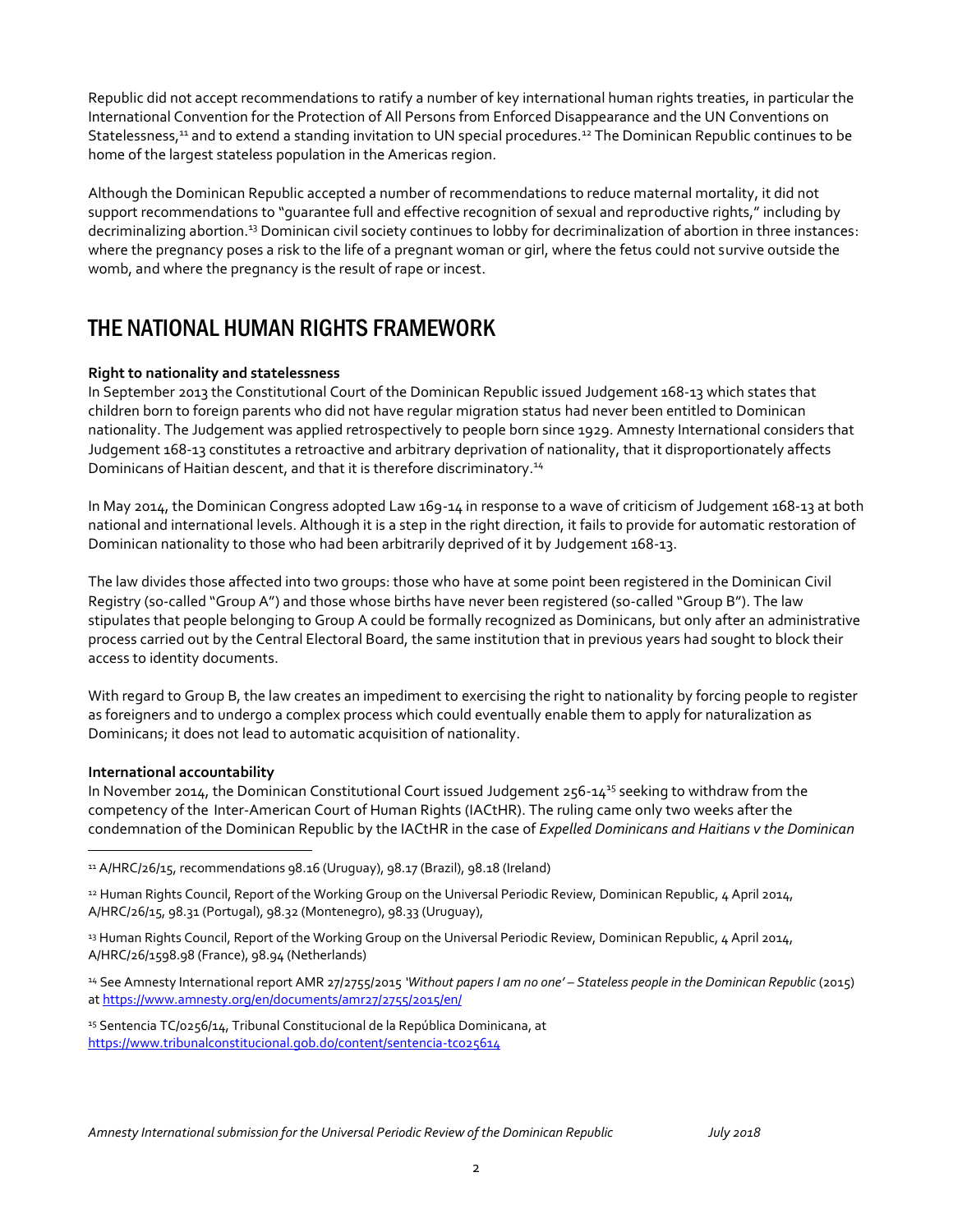Republic did not accept recommendations to ratify a number of key international human rights treaties, in particular the International Convention for the Protection of All Persons from Enforced Disappearance and the UN Conventions on Statelessness,[11] and to extend a standing invitation to UN special procedures.[12] The Dominican Republic continues to be home of the largest stateless population in the Americas region.

Although the Dominican Republic accepted a number of recommendations to reduce maternal mortality, it did not support recommendations to "guarantee full and effective recognition of sexual and reproductive rights," including by decriminalizing abortion.[13] Dominican civil society continues to lobby for decriminalization of abortion in three instances: where the pregnancy poses a risk to the life of a pregnant woman or girl, where the fetus could not survive outside the womb, and where the pregnancy is the result of rape or incest.

# THE NATIONAL HUMAN RIGHTS FRAMEWORK

**Right to nationality and statelessness**

In September 2013 the Constitutional Court of the Dominican Republic issued Judgement 168-13 which states that children born to foreign parents who did not have regular migration status had never been entitled to Dominican nationality. The Judgement was applied retrospectively to people born since 1929. Amnesty International considers that Judgement 168-13 constitutes a retroactive and arbitrary deprivation of nationality, that it disproportionately affects Dominicans of Haitian descent, and that it is therefore discriminatory.[14]

In May 2014, the Dominican Congress adopted Law 169-14 in response to a wave of criticism of Judgement 168-13 at both national and international levels. Although it is a step in the right direction, it fails to provide for automatic restoration of Dominican nationality to those who had been arbitrarily deprived of it by Judgement 168-13.

The law divides those affected into two groups: those who have at some point been registered in the Dominican Civil Registry (so-called "Group A") and those whose births have never been registered (so-called "Group B"). The law stipulates that people belonging to Group A could be formally recognized as Dominicans, but only after an administrative process carried out by the Central Electoral Board, the same institution that in previous years had sought to block their access to identity documents.

With regard to Group B, the law creates an impediment to exercising the right to nationality by forcing people to register as foreigners and to undergo a complex process which could eventually enable them to apply for naturalization as Dominicans; it does not lead to automatic acquisition of nationality.

**International accountability**

In November 2014, the Dominican Constitutional Court issued Judgement 256-14[15] seeking to withdraw from the competency of the Inter-American Court of Human Rights (IACtHR). The ruling came only two weeks after the condemnation of the Dominican Republic by the IACtHR in the case of *Expelled Dominicans and Haitians v the Dominican*

---

[11] A/HRC/26/15, recommendations 98.16 (Uruguay), 98.17 (Brazil), 98.18 (Ireland)

[12] Human Rights Council, Report of the Working Group on the Universal Periodic Review, Dominican Republic, 4 April 2014, A/HRC/26/15, 98.31 (Portugal), 98.32 (Montenegro), 98.33 (Uruguay),

[13] Human Rights Council, Report of the Working Group on the Universal Periodic Review, Dominican Republic, 4 April 2014, A/HRC/26/1598.98 (France), 98.94 (Netherlands)

[14] See Amnesty International report AMR 27/2755/2015 *'Without papers I am no one' – Stateless people in the Dominican Republic* (2015) at https://www.amnesty.org/en/documents/amr27/2755/2015/en/

[15] Sentencia TC/0256/14, Tribunal Constitucional de la República Dominicana, at https://www.tribunalconstitucional.gob.do/content/sentencia-tc025614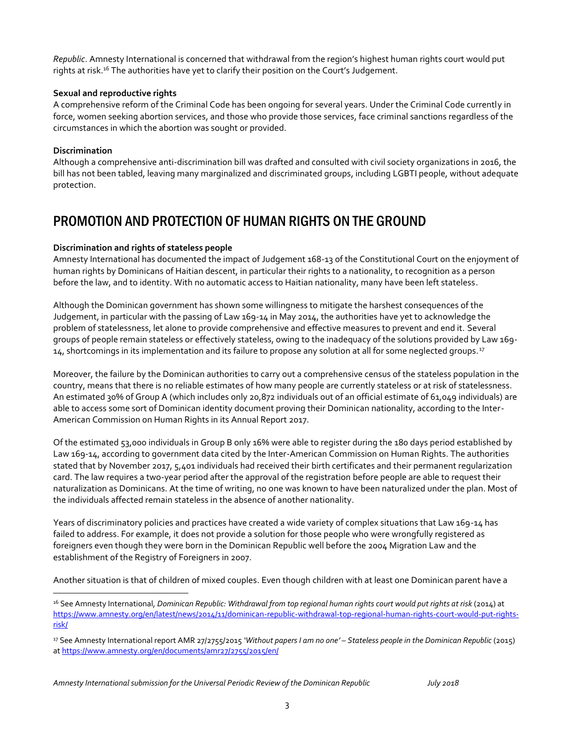*Republic*. Amnesty International is concerned that withdrawal from the region's highest human rights court would put rights at risk.[16] The authorities have yet to clarify their position on the Court's Judgement.

**Sexual and reproductive rights**

A comprehensive reform of the Criminal Code has been ongoing for several years. Under the Criminal Code currently in force, women seeking abortion services, and those who provide those services, face criminal sanctions regardless of the circumstances in which the abortion was sought or provided.

**Discrimination**

Although a comprehensive anti-discrimination bill was drafted and consulted with civil society organizations in 2016, the bill has not been tabled, leaving many marginalized and discriminated groups, including LGBTI people, without adequate protection.

## PROMOTION AND PROTECTION OF HUMAN RIGHTS ON THE GROUND

**Discrimination and rights of stateless people**

Amnesty International has documented the impact of Judgement 168-13 of the Constitutional Court on the enjoyment of human rights by Dominicans of Haitian descent, in particular their rights to a nationality, to recognition as a person before the law, and to identity. With no automatic access to Haitian nationality, many have been left stateless.

Although the Dominican government has shown some willingness to mitigate the harshest consequences of the Judgement, in particular with the passing of Law 169-14 in May 2014, the authorities have yet to acknowledge the problem of statelessness, let alone to provide comprehensive and effective measures to prevent and end it. Several groups of people remain stateless or effectively stateless, owing to the inadequacy of the solutions provided by Law 169-14, shortcomings in its implementation and its failure to propose any solution at all for some neglected groups.[17]

Moreover, the failure by the Dominican authorities to carry out a comprehensive census of the stateless population in the country, means that there is no reliable estimates of how many people are currently stateless or at risk of statelessness. An estimated 30% of Group A (which includes only 20,872 individuals out of an official estimate of 61,049 individuals) are able to access some sort of Dominican identity document proving their Dominican nationality, according to the Inter-American Commission on Human Rights in its Annual Report 2017.

Of the estimated 53,000 individuals in Group B only 16% were able to register during the 180 days period established by Law 169-14, according to government data cited by the Inter-American Commission on Human Rights. The authorities stated that by November 2017, 5,401 individuals had received their birth certificates and their permanent regularization card. The law requires a two-year period after the approval of the registration before people are able to request their naturalization as Dominicans. At the time of writing, no one was known to have been naturalized under the plan. Most of the individuals affected remain stateless in the absence of another nationality.

Years of discriminatory policies and practices have created a wide variety of complex situations that Law 169-14 has failed to address. For example, it does not provide a solution for those people who were wrongfully registered as foreigners even though they were born in the Dominican Republic well before the 2004 Migration Law and the establishment of the Registry of Foreigners in 2007.

Another situation is that of children of mixed couples. Even though children with at least one Dominican parent have a

---

[16] See Amnesty International, *Dominican Republic: Withdrawal from top regional human rights court would put rights at risk* (2014) at https://www.amnesty.org/en/latest/news/2014/11/dominican-republic-withdrawal-top-regional-human-rights-court-would-put-rights-risk/

[17] See Amnesty International report AMR 27/2755/2015 *'Without papers I am no one' – Stateless people in the Dominican Republic* (2015) at https://www.amnesty.org/en/documents/amr27/2755/2015/en/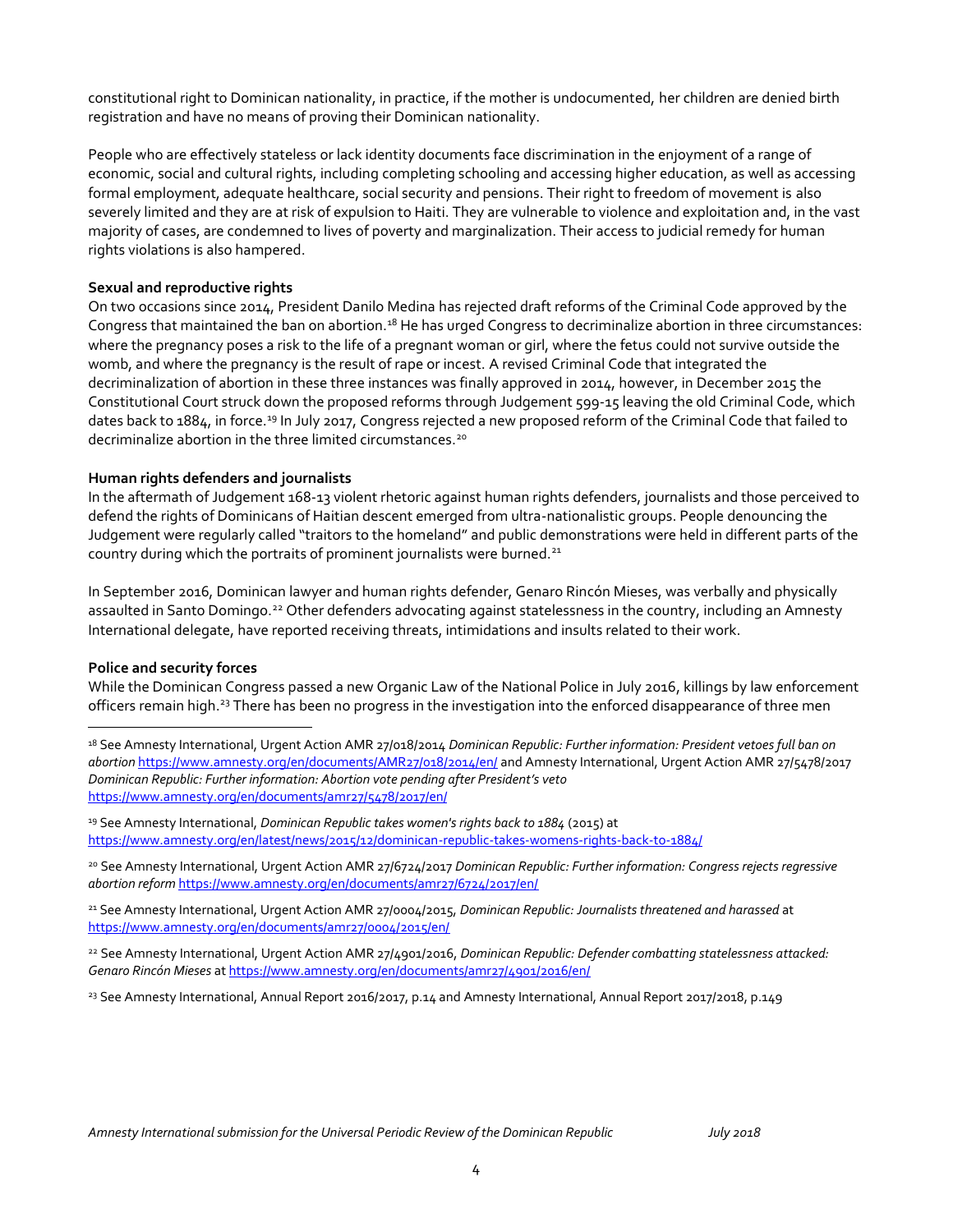constitutional right to Dominican nationality, in practice, if the mother is undocumented, her children are denied birth registration and have no means of proving their Dominican nationality.

People who are effectively stateless or lack identity documents face discrimination in the enjoyment of a range of economic, social and cultural rights, including completing schooling and accessing higher education, as well as accessing formal employment, adequate healthcare, social security and pensions. Their right to freedom of movement is also severely limited and they are at risk of expulsion to Haiti. They are vulnerable to violence and exploitation and, in the vast majority of cases, are condemned to lives of poverty and marginalization. Their access to judicial remedy for human rights violations is also hampered.

**Sexual and reproductive rights**

On two occasions since 2014, President Danilo Medina has rejected draft reforms of the Criminal Code approved by the Congress that maintained the ban on abortion.[18] He has urged Congress to decriminalize abortion in three circumstances: where the pregnancy poses a risk to the life of a pregnant woman or girl, where the fetus could not survive outside the womb, and where the pregnancy is the result of rape or incest. A revised Criminal Code that integrated the decriminalization of abortion in these three instances was finally approved in 2014, however, in December 2015 the Constitutional Court struck down the proposed reforms through Judgement 599-15 leaving the old Criminal Code, which dates back to 1884, in force.[19] In July 2017, Congress rejected a new proposed reform of the Criminal Code that failed to decriminalize abortion in the three limited circumstances.[20]

**Human rights defenders and journalists**

In the aftermath of Judgement 168-13 violent rhetoric against human rights defenders, journalists and those perceived to defend the rights of Dominicans of Haitian descent emerged from ultra-nationalistic groups. People denouncing the Judgement were regularly called "traitors to the homeland" and public demonstrations were held in different parts of the country during which the portraits of prominent journalists were burned.[21]

In September 2016, Dominican lawyer and human rights defender, Genaro Rincón Mieses, was verbally and physically assaulted in Santo Domingo.[22] Other defenders advocating against statelessness in the country, including an Amnesty International delegate, have reported receiving threats, intimidations and insults related to their work.

**Police and security forces**

While the Dominican Congress passed a new Organic Law of the National Police in July 2016, killings by law enforcement officers remain high.[23] There has been no progress in the investigation into the enforced disappearance of three men

---

[18] See Amnesty International, Urgent Action AMR 27/018/2014 *Dominican Republic: Further information: President vetoes full ban on abortion* https://www.amnesty.org/en/documents/AMR27/018/2014/en/ and Amnesty International, Urgent Action AMR 27/5478/2017 *Dominican Republic: Further information: Abortion vote pending after President's veto* https://www.amnesty.org/en/documents/amr27/5478/2017/en/

[19] See Amnesty International, *Dominican Republic takes women's rights back to 1884* (2015) at https://www.amnesty.org/en/latest/news/2015/12/dominican-republic-takes-womens-rights-back-to-1884/

[20] See Amnesty International, Urgent Action AMR 27/6724/2017 *Dominican Republic: Further information: Congress rejects regressive abortion reform* https://www.amnesty.org/en/documents/amr27/6724/2017/en/

[21] See Amnesty International, Urgent Action AMR 27/0004/2015, *Dominican Republic: Journalists threatened and harassed* at https://www.amnesty.org/en/documents/amr27/0004/2015/en/

[22] See Amnesty International, Urgent Action AMR 27/4901/2016, *Dominican Republic: Defender combatting statelessness attacked: Genaro Rincón Mieses* at https://www.amnesty.org/en/documents/amr27/4901/2016/en/

[23] See Amnesty International, Annual Report 2016/2017, p.14 and Amnesty International, Annual Report 2017/2018, p.149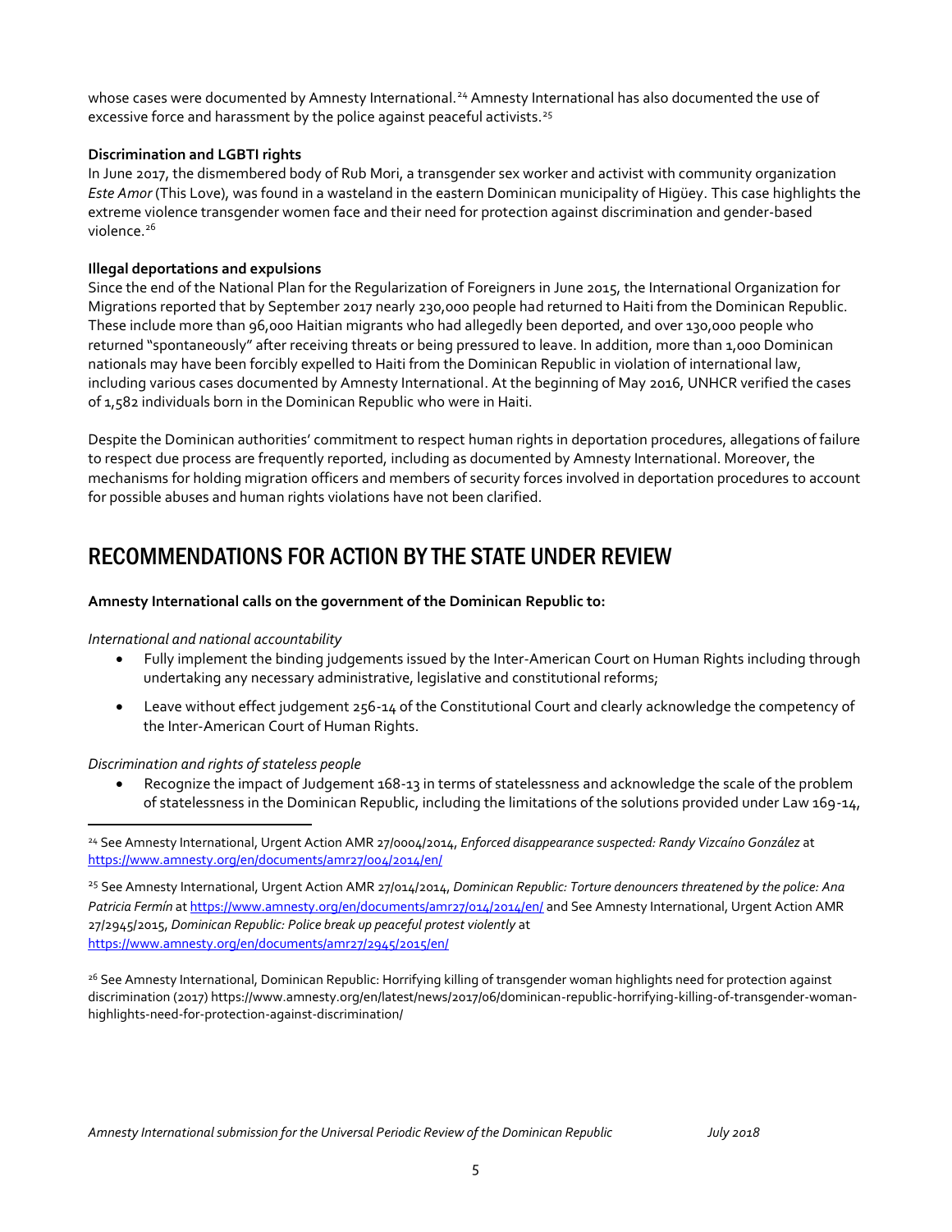whose cases were documented by Amnesty International.[24] Amnesty International has also documented the use of excessive force and harassment by the police against peaceful activists.[25]

**Discrimination and LGBTI rights**

In June 2017, the dismembered body of Rub Mori, a transgender sex worker and activist with community organization *Este Amor* (This Love), was found in a wasteland in the eastern Dominican municipality of Higüey. This case highlights the extreme violence transgender women face and their need for protection against discrimination and gender-based violence.[26]

**Illegal deportations and expulsions**

Since the end of the National Plan for the Regularization of Foreigners in June 2015, the International Organization for Migrations reported that by September 2017 nearly 230,000 people had returned to Haiti from the Dominican Republic. These include more than 96,000 Haitian migrants who had allegedly been deported, and over 130,000 people who returned "spontaneously" after receiving threats or being pressured to leave. In addition, more than 1,000 Dominican nationals may have been forcibly expelled to Haiti from the Dominican Republic in violation of international law, including various cases documented by Amnesty International. At the beginning of May 2016, UNHCR verified the cases of 1,582 individuals born in the Dominican Republic who were in Haiti.

Despite the Dominican authorities' commitment to respect human rights in deportation procedures, allegations of failure to respect due process are frequently reported, including as documented by Amnesty International. Moreover, the mechanisms for holding migration officers and members of security forces involved in deportation procedures to account for possible abuses and human rights violations have not been clarified.

# RECOMMENDATIONS FOR ACTION BY THE STATE UNDER REVIEW

**Amnesty International calls on the government of the Dominican Republic to:**

*International and national accountability*

- Fully implement the binding judgements issued by the Inter-American Court on Human Rights including through undertaking any necessary administrative, legislative and constitutional reforms;
- Leave without effect judgement 256-14 of the Constitutional Court and clearly acknowledge the competency of the Inter-American Court of Human Rights.

*Discrimination and rights of stateless people*

- Recognize the impact of Judgement 168-13 in terms of statelessness and acknowledge the scale of the problem of statelessness in the Dominican Republic, including the limitations of the solutions provided under Law 169-14,

---

[24] See Amnesty International, Urgent Action AMR 27/0004/2014, *Enforced disappearance suspected: Randy Vizcaíno González* at https://www.amnesty.org/en/documents/amr27/004/2014/en/

[25] See Amnesty International, Urgent Action AMR 27/014/2014, *Dominican Republic: Torture denouncers threatened by the police: Ana Patricia Fermín* at https://www.amnesty.org/en/documents/amr27/014/2014/en/ and See Amnesty International, Urgent Action AMR 27/2945/2015, *Dominican Republic: Police break up peaceful protest violently* at https://www.amnesty.org/en/documents/amr27/2945/2015/en/

[26] See Amnesty International, Dominican Republic: Horrifying killing of transgender woman highlights need for protection against discrimination (2017) https://www.amnesty.org/en/latest/news/2017/06/dominican-republic-horrifying-killing-of-transgender-woman-highlights-need-for-protection-against-discrimination/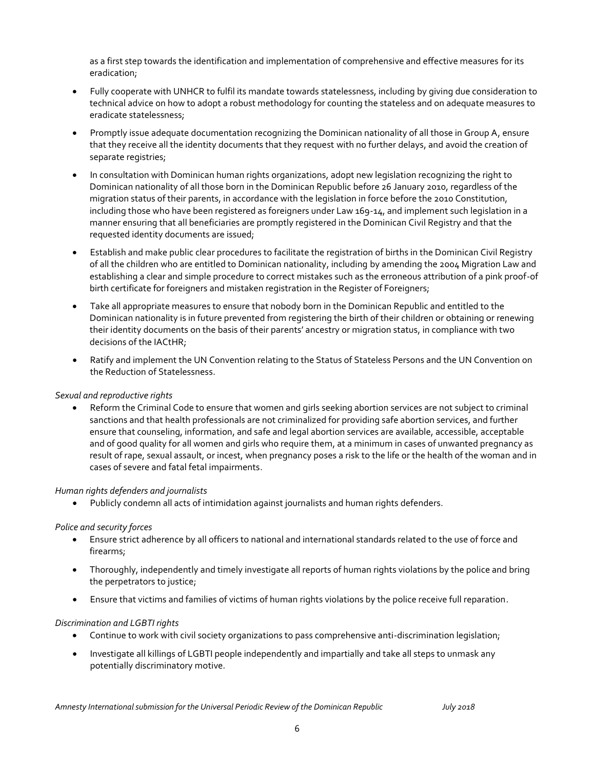as a first step towards the identification and implementation of comprehensive and effective measures for its eradication;

- Fully cooperate with UNHCR to fulfil its mandate towards statelessness, including by giving due consideration to technical advice on how to adopt a robust methodology for counting the stateless and on adequate measures to eradicate statelessness;
- Promptly issue adequate documentation recognizing the Dominican nationality of all those in Group A, ensure that they receive all the identity documents that they request with no further delays, and avoid the creation of separate registries;
- In consultation with Dominican human rights organizations, adopt new legislation recognizing the right to Dominican nationality of all those born in the Dominican Republic before 26 January 2010, regardless of the migration status of their parents, in accordance with the legislation in force before the 2010 Constitution, including those who have been registered as foreigners under Law 169-14, and implement such legislation in a manner ensuring that all beneficiaries are promptly registered in the Dominican Civil Registry and that the requested identity documents are issued;
- Establish and make public clear procedures to facilitate the registration of births in the Dominican Civil Registry of all the children who are entitled to Dominican nationality, including by amending the 2004 Migration Law and establishing a clear and simple procedure to correct mistakes such as the erroneous attribution of a pink proof-of birth certificate for foreigners and mistaken registration in the Register of Foreigners;
- Take all appropriate measures to ensure that nobody born in the Dominican Republic and entitled to the Dominican nationality is in future prevented from registering the birth of their children or obtaining or renewing their identity documents on the basis of their parents' ancestry or migration status, in compliance with two decisions of the IACtHR;
- Ratify and implement the UN Convention relating to the Status of Stateless Persons and the UN Convention on the Reduction of Statelessness.

*Sexual and reproductive rights*

- Reform the Criminal Code to ensure that women and girls seeking abortion services are not subject to criminal sanctions and that health professionals are not criminalized for providing safe abortion services, and further ensure that counseling, information, and safe and legal abortion services are available, accessible, acceptable and of good quality for all women and girls who require them, at a minimum in cases of unwanted pregnancy as result of rape, sexual assault, or incest, when pregnancy poses a risk to the life or the health of the woman and in cases of severe and fatal fetal impairments.

*Human rights defenders and journalists*

- Publicly condemn all acts of intimidation against journalists and human rights defenders.

*Police and security forces*

- Ensure strict adherence by all officers to national and international standards related to the use of force and firearms;
- Thoroughly, independently and timely investigate all reports of human rights violations by the police and bring the perpetrators to justice;
- Ensure that victims and families of victims of human rights violations by the police receive full reparation.

*Discrimination and LGBTI rights*

- Continue to work with civil society organizations to pass comprehensive anti-discrimination legislation;
- Investigate all killings of LGBTI people independently and impartially and take all steps to unmask any potentially discriminatory motive.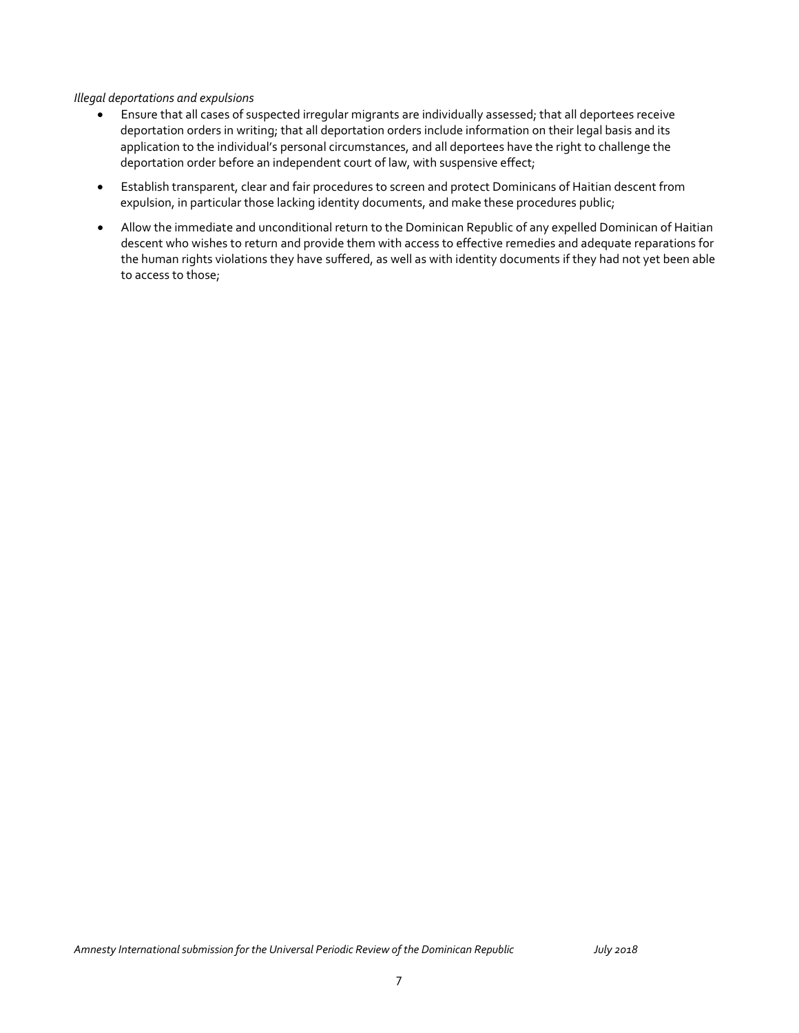*Illegal deportations and expulsions*

- Ensure that all cases of suspected irregular migrants are individually assessed; that all deportees receive deportation orders in writing; that all deportation orders include information on their legal basis and its application to the individual's personal circumstances, and all deportees have the right to challenge the deportation order before an independent court of law, with suspensive effect;
- Establish transparent, clear and fair procedures to screen and protect Dominicans of Haitian descent from expulsion, in particular those lacking identity documents, and make these procedures public;
- Allow the immediate and unconditional return to the Dominican Republic of any expelled Dominican of Haitian descent who wishes to return and provide them with access to effective remedies and adequate reparations for the human rights violations they have suffered, as well as with identity documents if they had not yet been able to access to those;